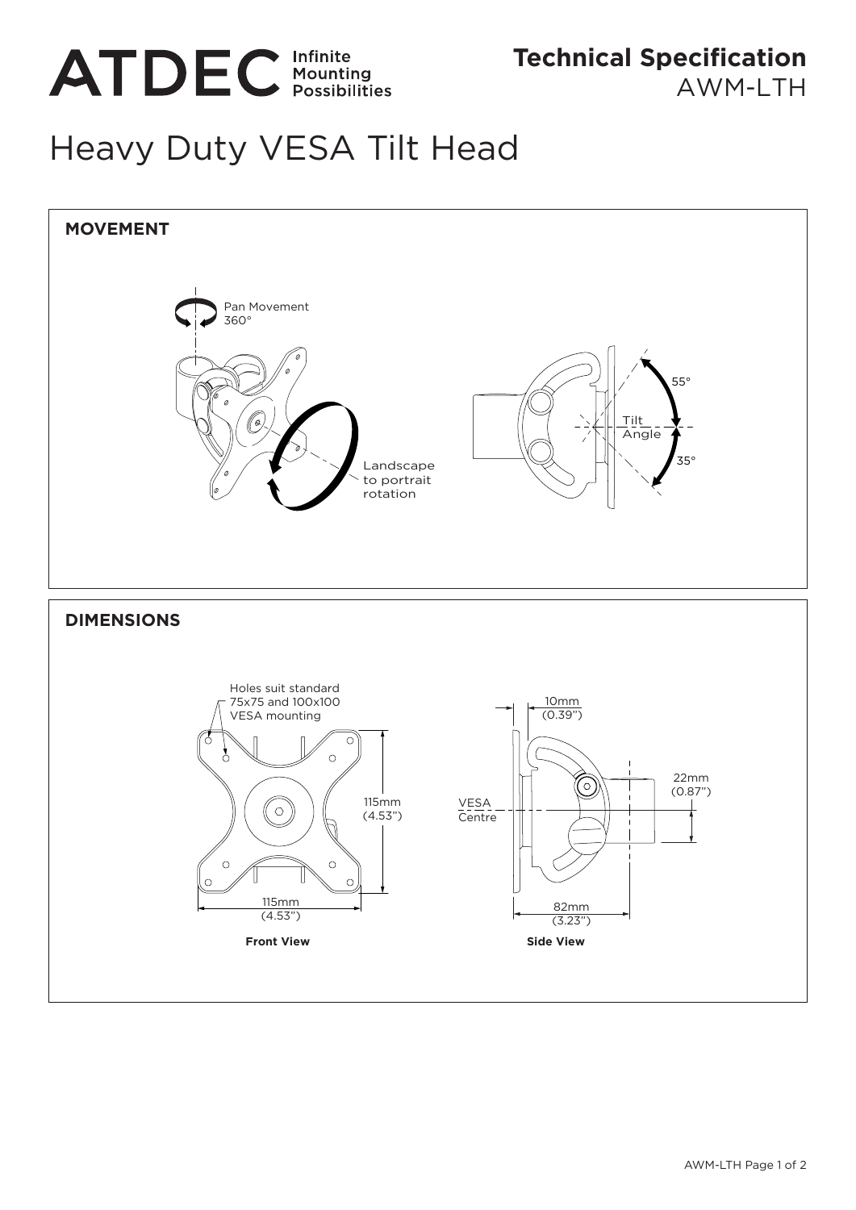ATDEC Infinite Mounting Possibilities

**Technical Specification**
AWM-LTH

# Heavy Duty VESA Tilt Head

## MOVEMENT

Pan Movement 360°

Landscape to portrait rotation

Tilt Angle

55°

35°

## DIMENSIONS

Holes suit standard 75x75 and 100x100 VESA mounting

115mm (4.53")

115mm (4.53")

**Front View**

10mm (0.39")

22mm (0.87")

VESA Centre

82mm (3.23")

**Side View**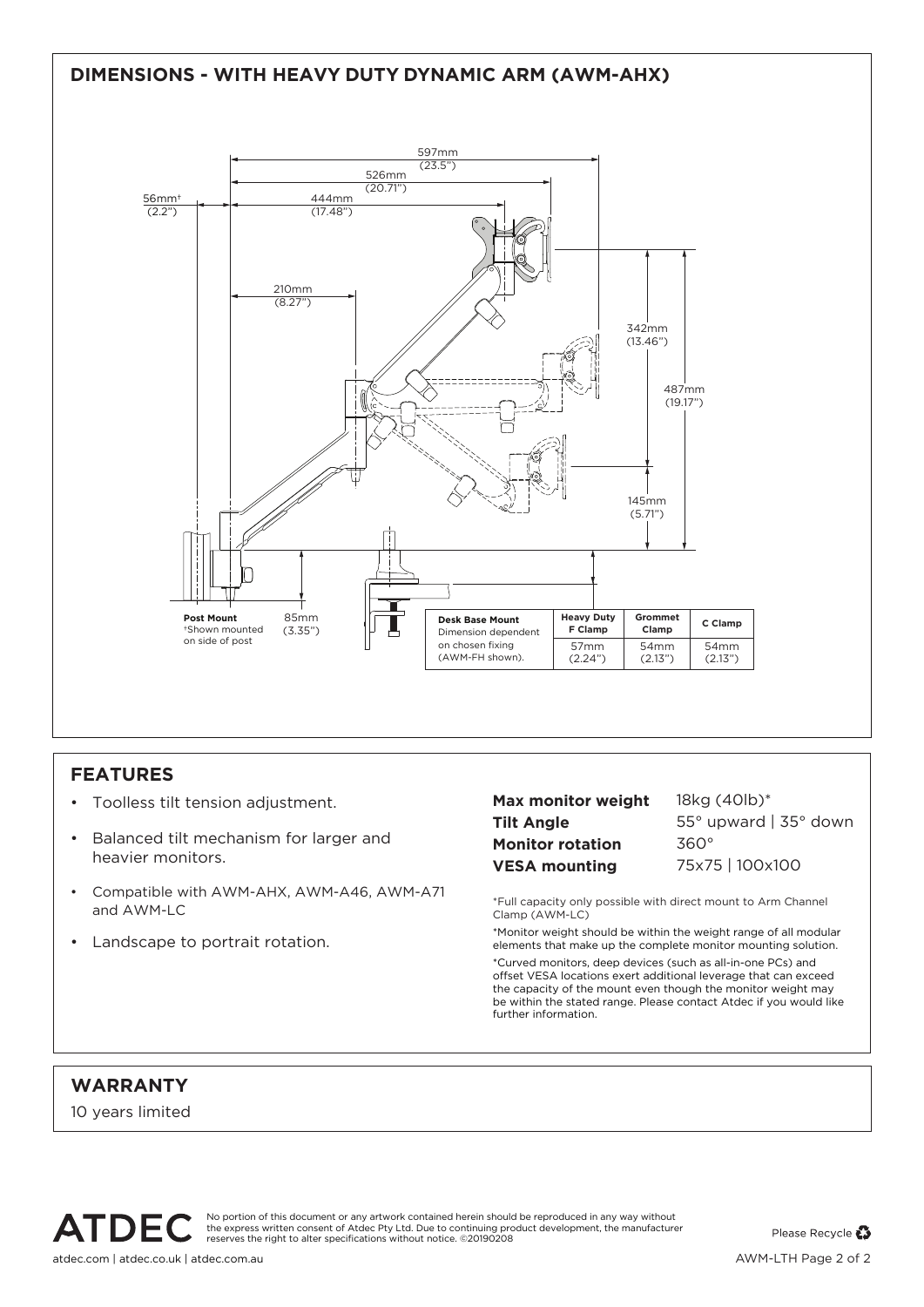## DIMENSIONS - WITH HEAVY DUTY DYNAMIC ARM (AWM-AHX)

597mm (23.5")
526mm (20.71")
56mm† (2.2")
444mm (17.48")
210mm (8.27")
342mm (13.46")
487mm (19.17")
145mm (5.71")
85mm (3.35")

**Post Mount**
†Shown mounted on side of post

| Desk Base Mount | Heavy Duty F Clamp | Grommet Clamp | C Clamp |
|---|---|---|---|
| Dimension dependent on chosen fixing (AWM-FH shown). | 57mm (2.24") | 54mm (2.13") | 54mm (2.13") |

## FEATURES

- Toolless tilt tension adjustment.
- Balanced tilt mechanism for larger and heavier monitors.
- Compatible with AWM-AHX, AWM-A46, AWM-A71 and AWM-LC
- Landscape to portrait rotation.

| | |
|---|---|
| **Max monitor weight** | 18kg (40lb)* |
| **Tilt Angle** | 55° upward \| 35° down |
| **Monitor rotation** | 360° |
| **VESA mounting** | 75x75 \| 100x100 |

*Full capacity only possible with direct mount to Arm Channel Clamp (AWM-LC)

*Monitor weight should be within the weight range of all modular elements that make up the complete monitor mounting solution.

*Curved monitors, deep devices (such as all-in-one PCs) and offset VESA locations exert additional leverage that can exceed the capacity of the mount even though the monitor weight may be within the stated range. Please contact Atdec if you would like further information.

## WARRANTY

10 years limited

ATDEC

No portion of this document or any artwork contained herein should be reproduced in any way without the express written consent of Atdec Pty Ltd. Due to continuing product development, the manufacturer reserves the right to alter specifications without notice. ©20190208

Please Recycle

atdec.com | atdec.co.uk | atdec.com.au